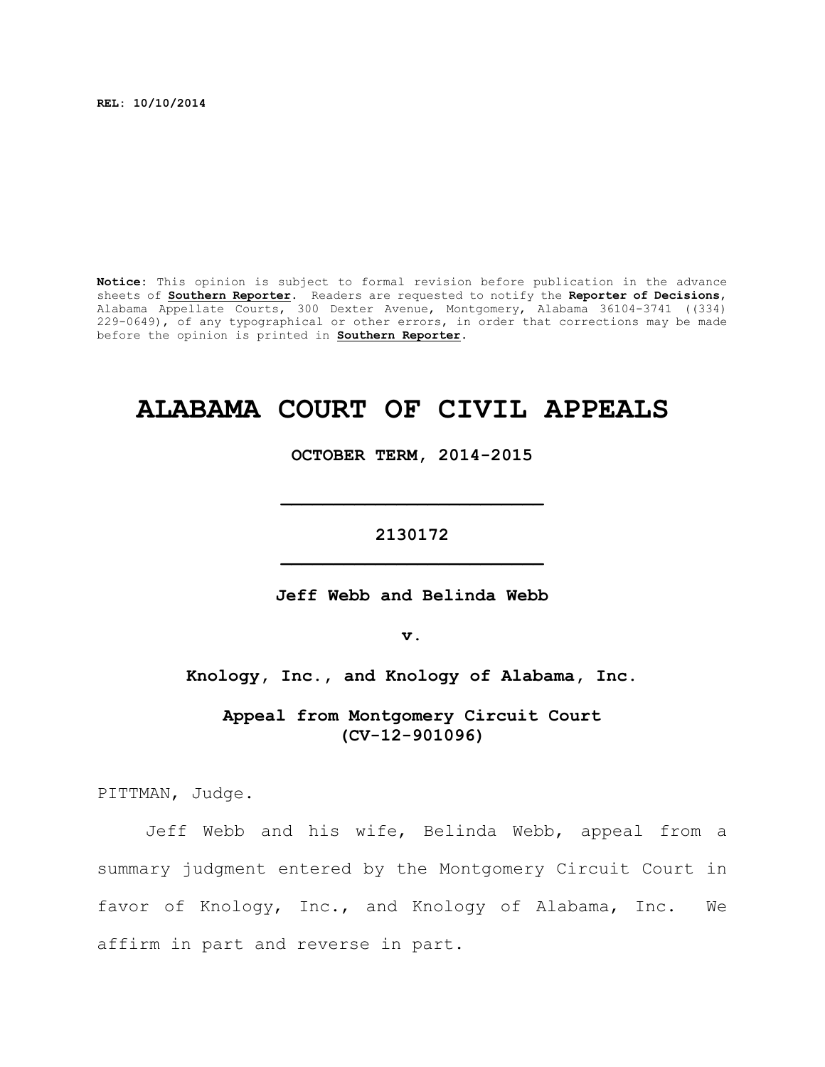**REL: 10/10/2014**

**Notice:** This opinion is subject to formal revision before publication in the advance sheets of **Southern Reporter**. Readers are requested to notify the **Reporter of Decisions**, Alabama Appellate Courts, 300 Dexter Avenue, Montgomery, Alabama 36104-3741 ((334) 229-0649), of any typographical or other errors, in order that corrections may be made before the opinion is printed in **Southern Reporter**.

# ALABAMA COURT OF CIVIL APPEALS

**OCTOBER TERM, 2014-2015**

---

**2130172**

---

**Jeff Webb and Belinda Webb**

**v.**

**Knology, Inc., and Knology of Alabama, Inc.**

**Appeal from Montgomery Circuit Court (CV-12-901096)**

PITTMAN, Judge.

Jeff Webb and his wife, Belinda Webb, appeal from a summary judgment entered by the Montgomery Circuit Court in favor of Knology, Inc., and Knology of Alabama, Inc. We affirm in part and reverse in part.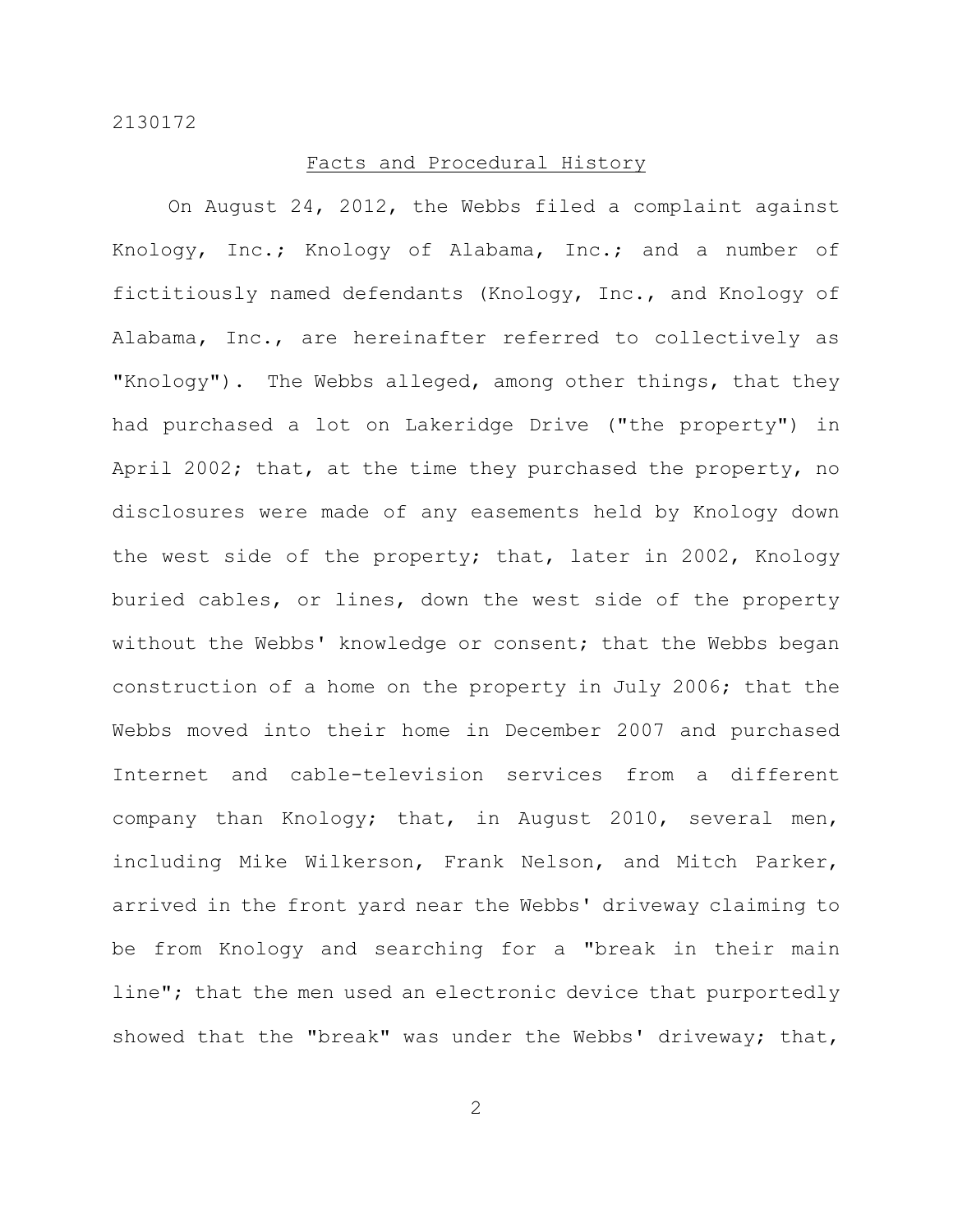## Facts and Procedural History

On August 24, 2012, the Webbs filed a complaint against Knology, Inc.; Knology of Alabama, Inc.; and a number of fictitiously named defendants (Knology, Inc., and Knology of Alabama, Inc., are hereinafter referred to collectively as "Knology"). The Webbs alleged, among other things, that they had purchased a lot on Lakeridge Drive ("the property") in April 2002; that, at the time they purchased the property, no disclosures were made of any easements held by Knology down the west side of the property; that, later in 2002, Knology buried cables, or lines, down the west side of the property without the Webbs' knowledge or consent; that the Webbs began construction of a home on the property in July 2006; that the Webbs moved into their home in December 2007 and purchased Internet and cable-television services from a different company than Knology; that, in August 2010, several men, including Mike Wilkerson, Frank Nelson, and Mitch Parker, arrived in the front yard near the Webbs' driveway claiming to be from Knology and searching for a "break in their main line"; that the men used an electronic device that purportedly showed that the "break" was under the Webbs' driveway; that,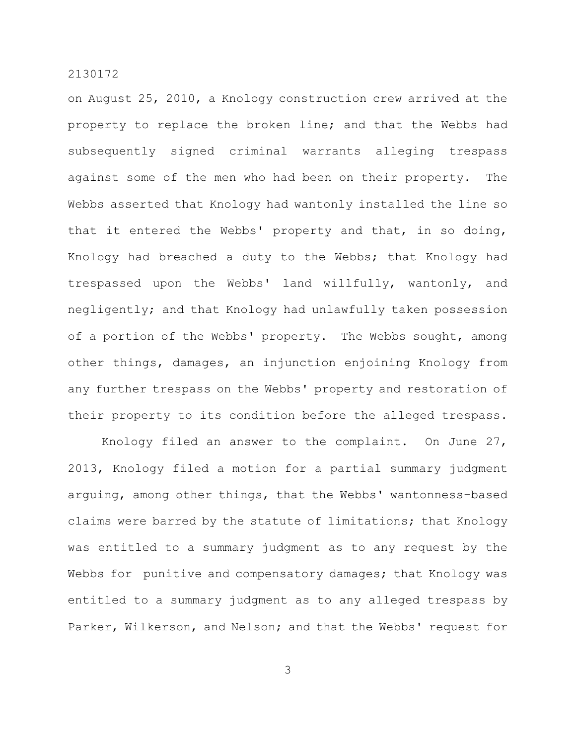on August 25, 2010, a Knology construction crew arrived at the property to replace the broken line; and that the Webbs had subsequently signed criminal warrants alleging trespass against some of the men who had been on their property. The Webbs asserted that Knology had wantonly installed the line so that it entered the Webbs' property and that, in so doing, Knology had breached a duty to the Webbs; that Knology had trespassed upon the Webbs' land willfully, wantonly, and negligently; and that Knology had unlawfully taken possession of a portion of the Webbs' property. The Webbs sought, among other things, damages, an injunction enjoining Knology from any further trespass on the Webbs' property and restoration of their property to its condition before the alleged trespass.

Knology filed an answer to the complaint. On June 27, 2013, Knology filed a motion for a partial summary judgment arguing, among other things, that the Webbs' wantonness-based claims were barred by the statute of limitations; that Knology was entitled to a summary judgment as to any request by the Webbs for punitive and compensatory damages; that Knology was entitled to a summary judgment as to any alleged trespass by Parker, Wilkerson, and Nelson; and that the Webbs' request for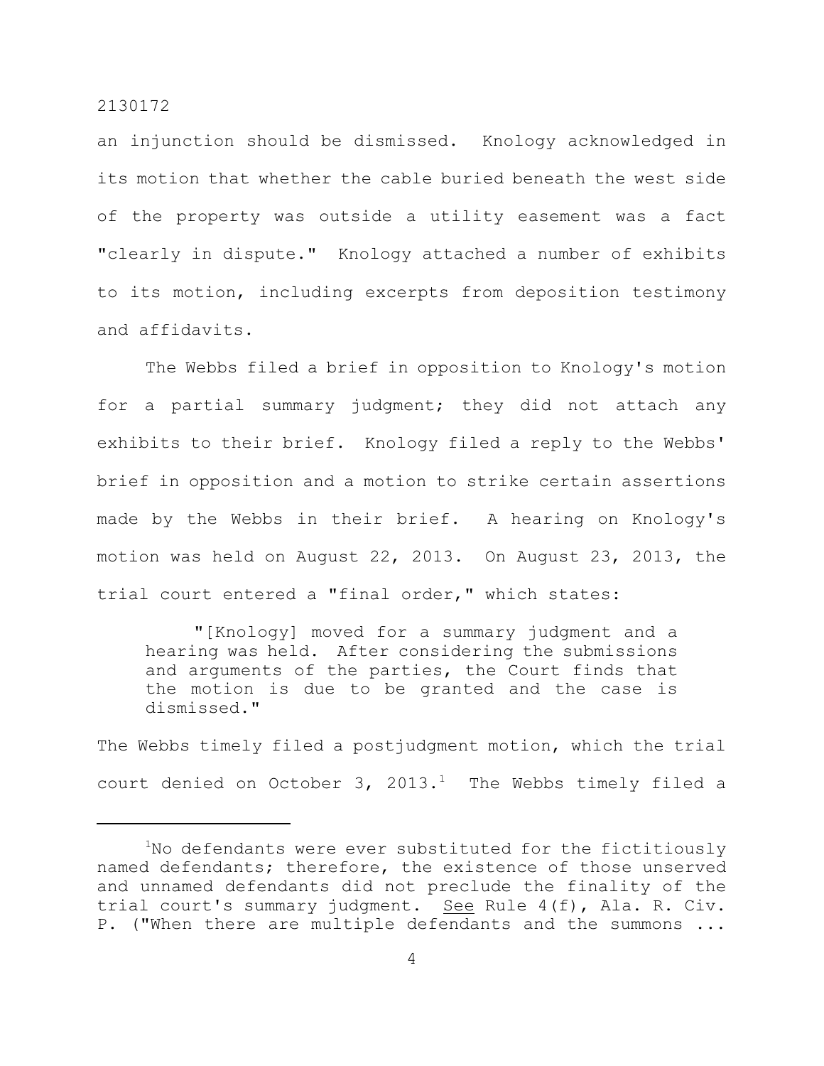an injunction should be dismissed. Knology acknowledged in its motion that whether the cable buried beneath the west side of the property was outside a utility easement was a fact "clearly in dispute." Knology attached a number of exhibits to its motion, including excerpts from deposition testimony and affidavits.

The Webbs filed a brief in opposition to Knology's motion for a partial summary judgment; they did not attach any exhibits to their brief. Knology filed a reply to the Webbs' brief in opposition and a motion to strike certain assertions made by the Webbs in their brief. A hearing on Knology's motion was held on August 22, 2013. On August 23, 2013, the trial court entered a "final order," which states:

> "[Knology] moved for a summary judgment and a hearing was held. After considering the submissions and arguments of the parties, the Court finds that the motion is due to be granted and the case is dismissed."

The Webbs timely filed a postjudgment motion, which the trial court denied on October 3, 2013.[1] The Webbs timely filed a

---

[1]No defendants were ever substituted for the fictitiously named defendants; therefore, the existence of those unserved and unnamed defendants did not preclude the finality of the trial court's summary judgment. See Rule 4(f), Ala. R. Civ. P. ("When there are multiple defendants and the summons ...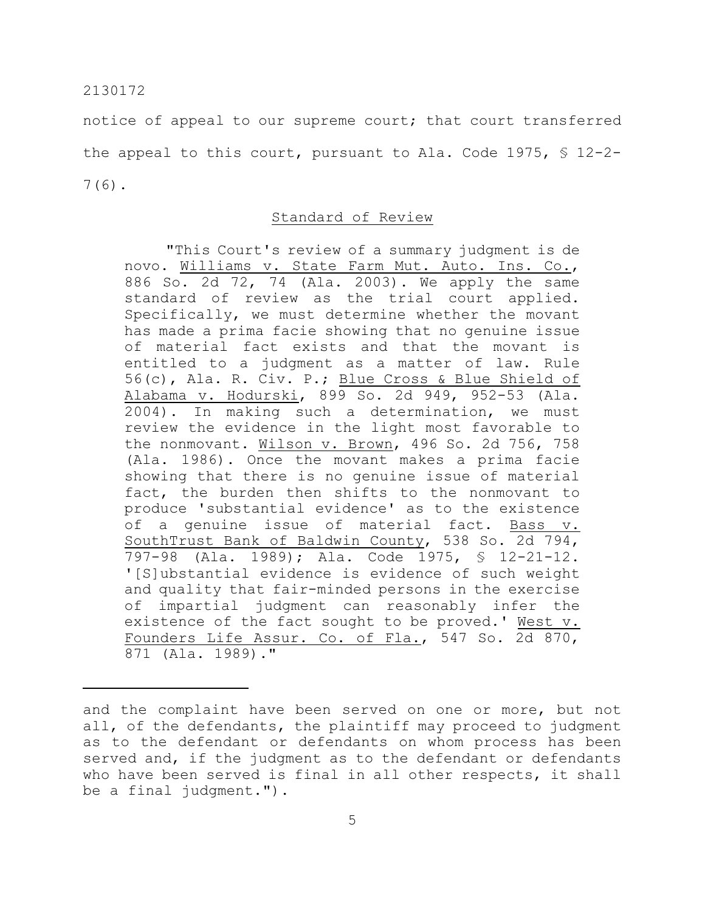notice of appeal to our supreme court; that court transferred the appeal to this court, pursuant to Ala. Code 1975, § 12-2-7(6).

## Standard of Review

> "This Court's review of a summary judgment is de novo. Williams v. State Farm Mut. Auto. Ins. Co., 886 So. 2d 72, 74 (Ala. 2003). We apply the same standard of review as the trial court applied. Specifically, we must determine whether the movant has made a prima facie showing that no genuine issue of material fact exists and that the movant is entitled to a judgment as a matter of law. Rule 56(c), Ala. R. Civ. P.; Blue Cross & Blue Shield of Alabama v. Hodurski, 899 So. 2d 949, 952-53 (Ala. 2004). In making such a determination, we must review the evidence in the light most favorable to the nonmovant. Wilson v. Brown, 496 So. 2d 756, 758 (Ala. 1986). Once the movant makes a prima facie showing that there is no genuine issue of material fact, the burden then shifts to the nonmovant to produce 'substantial evidence' as to the existence of a genuine issue of material fact. Bass v. SouthTrust Bank of Baldwin County, 538 So. 2d 794, 797-98 (Ala. 1989); Ala. Code 1975, § 12-21-12. '[S]ubstantial evidence is evidence of such weight and quality that fair-minded persons in the exercise of impartial judgment can reasonably infer the existence of the fact sought to be proved.' West v. Founders Life Assur. Co. of Fla., 547 So. 2d 870, 871 (Ala. 1989)."

---

and the complaint have been served on one or more, but not all, of the defendants, the plaintiff may proceed to judgment as to the defendant or defendants on whom process has been served and, if the judgment as to the defendant or defendants who have been served is final in all other respects, it shall be a final judgment.").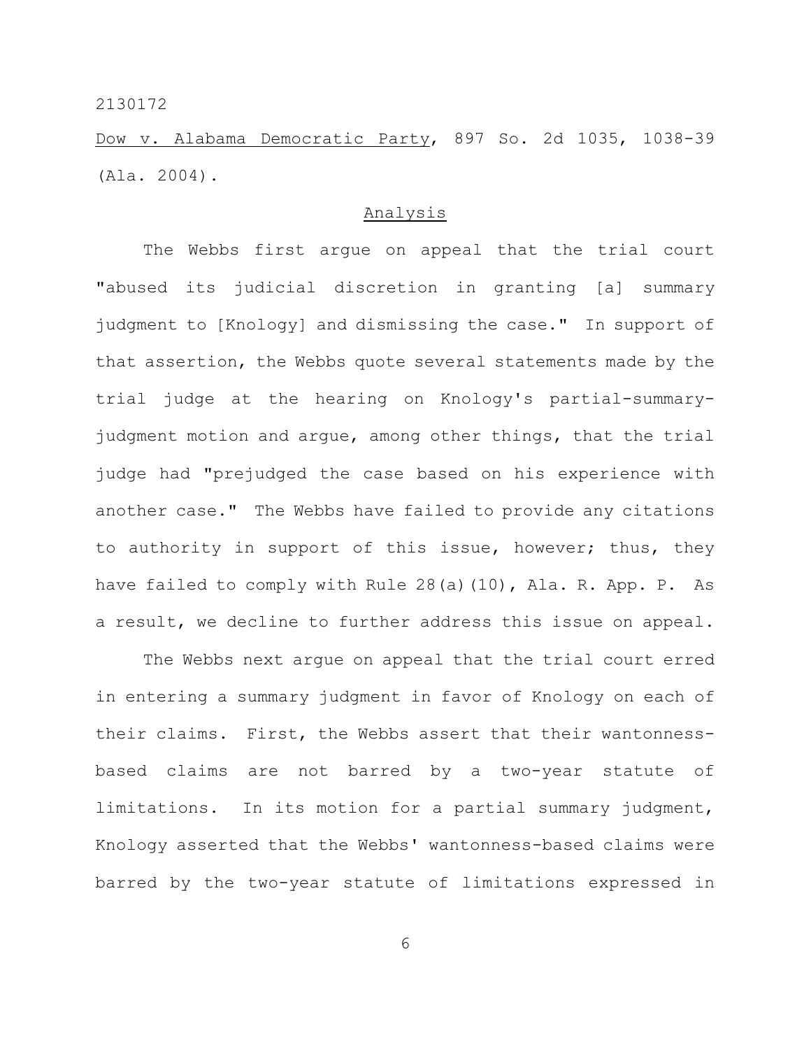Dow v. Alabama Democratic Party, 897 So. 2d 1035, 1038-39 (Ala. 2004).

## Analysis

The Webbs first argue on appeal that the trial court "abused its judicial discretion in granting [a] summary judgment to [Knology] and dismissing the case." In support of that assertion, the Webbs quote several statements made by the trial judge at the hearing on Knology's partial-summary-judgment motion and argue, among other things, that the trial judge had "prejudged the case based on his experience with another case." The Webbs have failed to provide any citations to authority in support of this issue, however; thus, they have failed to comply with Rule 28(a)(10), Ala. R. App. P. As a result, we decline to further address this issue on appeal.

The Webbs next argue on appeal that the trial court erred in entering a summary judgment in favor of Knology on each of their claims. First, the Webbs assert that their wantonness-based claims are not barred by a two-year statute of limitations. In its motion for a partial summary judgment, Knology asserted that the Webbs' wantonness-based claims were barred by the two-year statute of limitations expressed in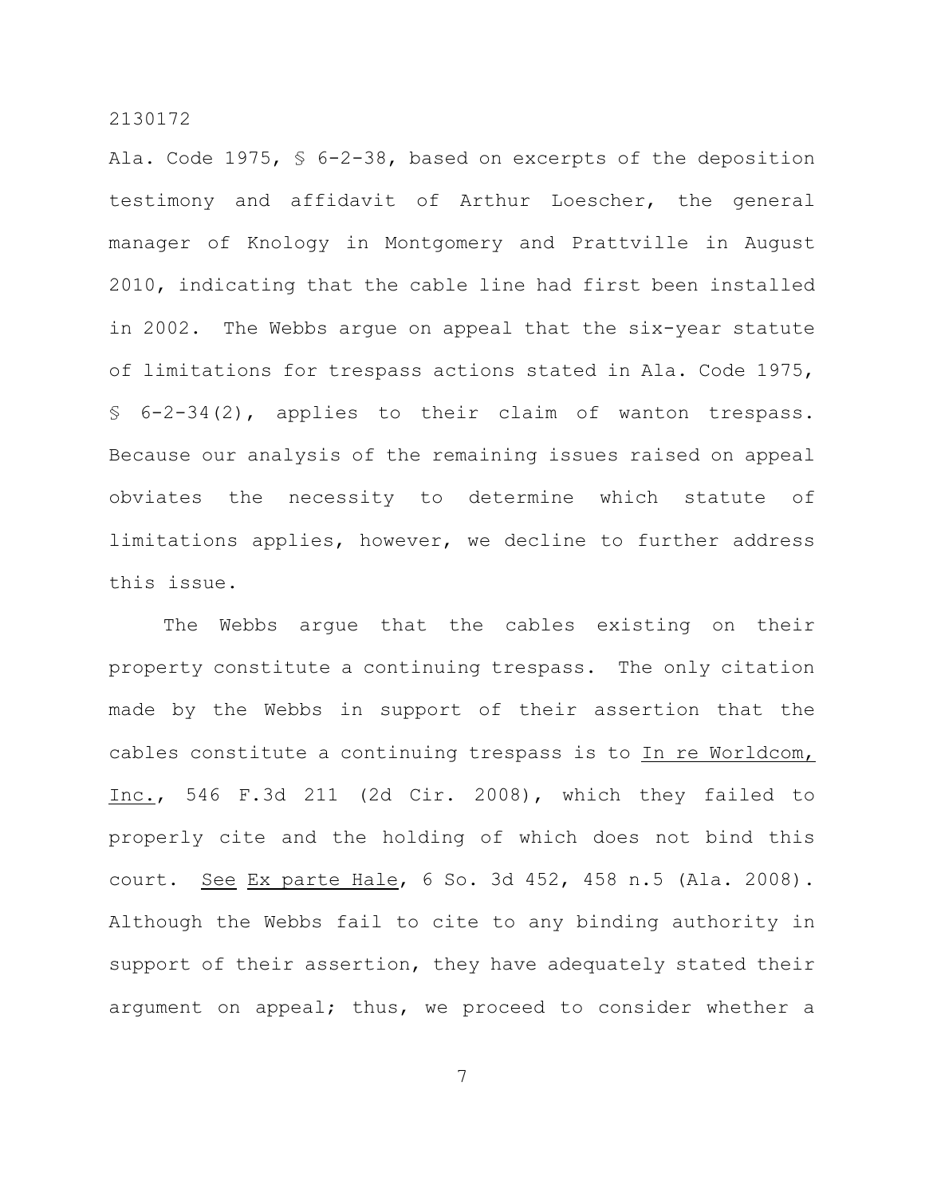Ala. Code 1975, § 6-2-38, based on excerpts of the deposition testimony and affidavit of Arthur Loescher, the general manager of Knology in Montgomery and Prattville in August 2010, indicating that the cable line had first been installed in 2002. The Webbs argue on appeal that the six-year statute of limitations for trespass actions stated in Ala. Code 1975, § 6-2-34(2), applies to their claim of wanton trespass. Because our analysis of the remaining issues raised on appeal obviates the necessity to determine which statute of limitations applies, however, we decline to further address this issue.

The Webbs argue that the cables existing on their property constitute a continuing trespass. The only citation made by the Webbs in support of their assertion that the cables constitute a continuing trespass is to In re Worldcom, Inc., 546 F.3d 211 (2d Cir. 2008), which they failed to properly cite and the holding of which does not bind this court. See Ex parte Hale, 6 So. 3d 452, 458 n.5 (Ala. 2008). Although the Webbs fail to cite to any binding authority in support of their assertion, they have adequately stated their argument on appeal; thus, we proceed to consider whether a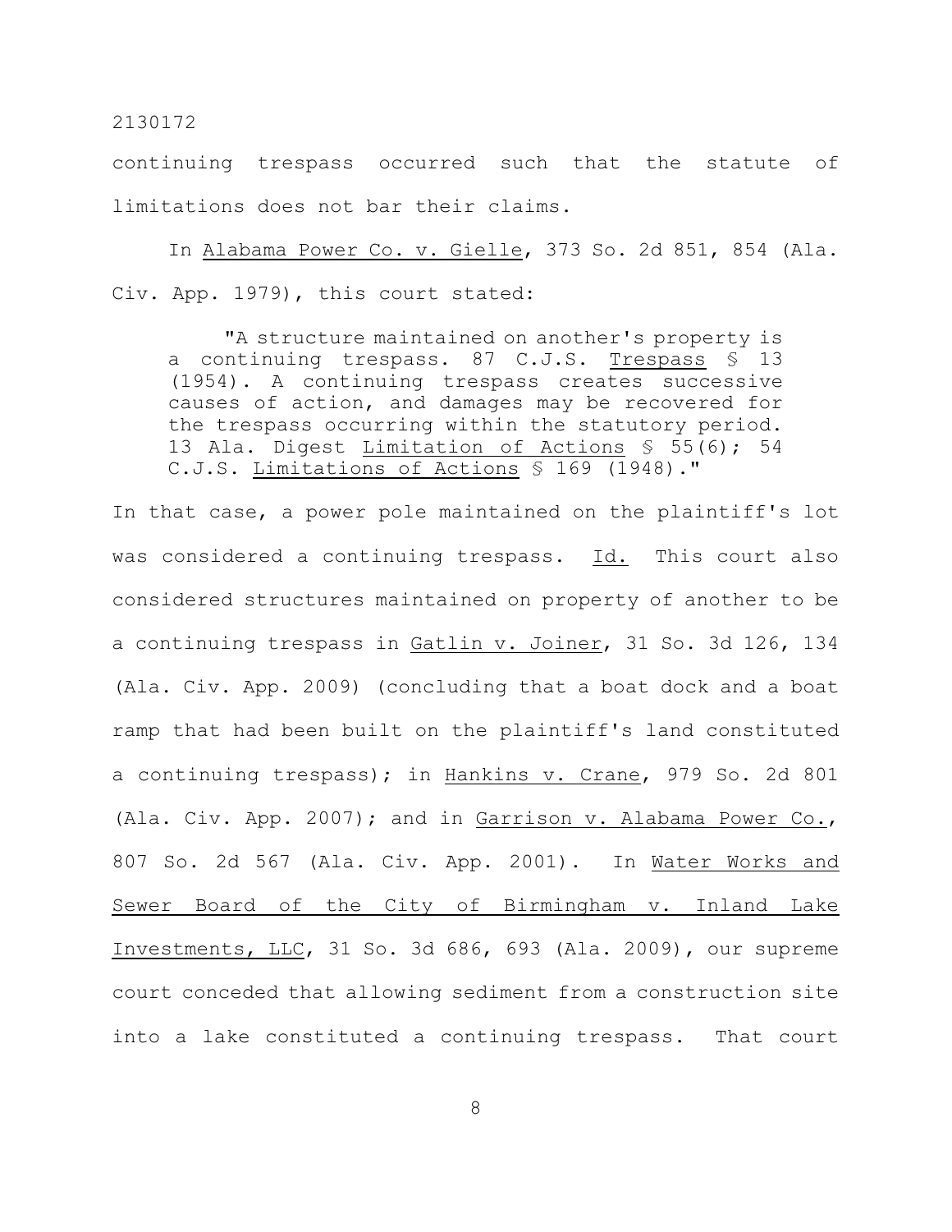continuing trespass occurred such that the statute of limitations does not bar their claims.

In Alabama Power Co. v. Gielle, 373 So. 2d 851, 854 (Ala. Civ. App. 1979), this court stated:

> "A structure maintained on another's property is a continuing trespass. 87 C.J.S. Trespass § 13 (1954). A continuing trespass creates successive causes of action, and damages may be recovered for the trespass occurring within the statutory period. 13 Ala. Digest Limitation of Actions § 55(6); 54 C.J.S. Limitations of Actions § 169 (1948)."

In that case, a power pole maintained on the plaintiff's lot was considered a continuing trespass. Id. This court also considered structures maintained on property of another to be a continuing trespass in Gatlin v. Joiner, 31 So. 3d 126, 134 (Ala. Civ. App. 2009) (concluding that a boat dock and a boat ramp that had been built on the plaintiff's land constituted a continuing trespass); in Hankins v. Crane, 979 So. 2d 801 (Ala. Civ. App. 2007); and in Garrison v. Alabama Power Co., 807 So. 2d 567 (Ala. Civ. App. 2001). In Water Works and Sewer Board of the City of Birmingham v. Inland Lake Investments, LLC, 31 So. 3d 686, 693 (Ala. 2009), our supreme court conceded that allowing sediment from a construction site into a lake constituted a continuing trespass. That court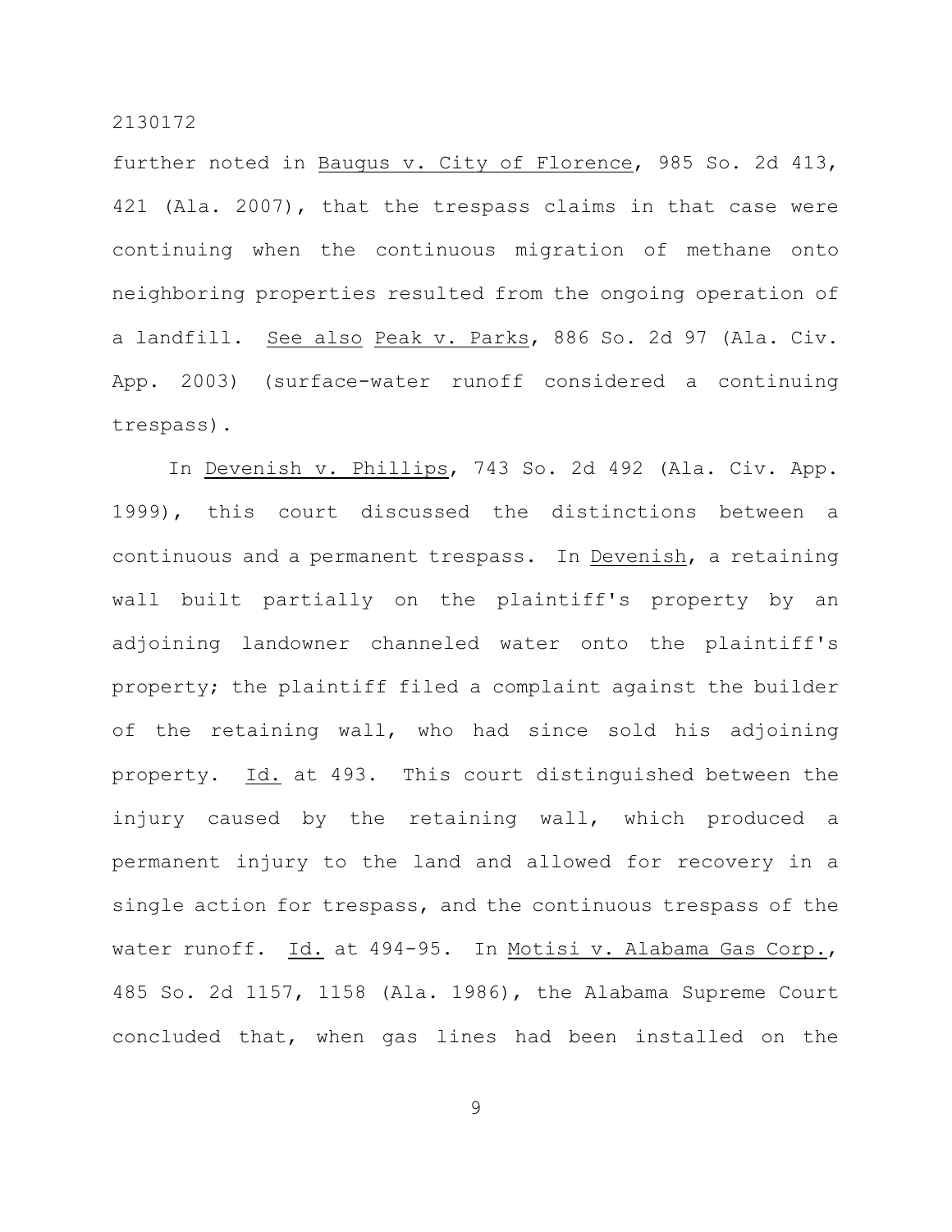further noted in Baugus v. City of Florence, 985 So. 2d 413, 421 (Ala. 2007), that the trespass claims in that case were continuing when the continuous migration of methane onto neighboring properties resulted from the ongoing operation of a landfill. See also Peak v. Parks, 886 So. 2d 97 (Ala. Civ. App. 2003) (surface-water runoff considered a continuing trespass).

In Devenish v. Phillips, 743 So. 2d 492 (Ala. Civ. App. 1999), this court discussed the distinctions between a continuous and a permanent trespass. In Devenish, a retaining wall built partially on the plaintiff's property by an adjoining landowner channeled water onto the plaintiff's property; the plaintiff filed a complaint against the builder of the retaining wall, who had since sold his adjoining property. Id. at 493. This court distinguished between the injury caused by the retaining wall, which produced a permanent injury to the land and allowed for recovery in a single action for trespass, and the continuous trespass of the water runoff. Id. at 494-95. In Motisi v. Alabama Gas Corp., 485 So. 2d 1157, 1158 (Ala. 1986), the Alabama Supreme Court concluded that, when gas lines had been installed on the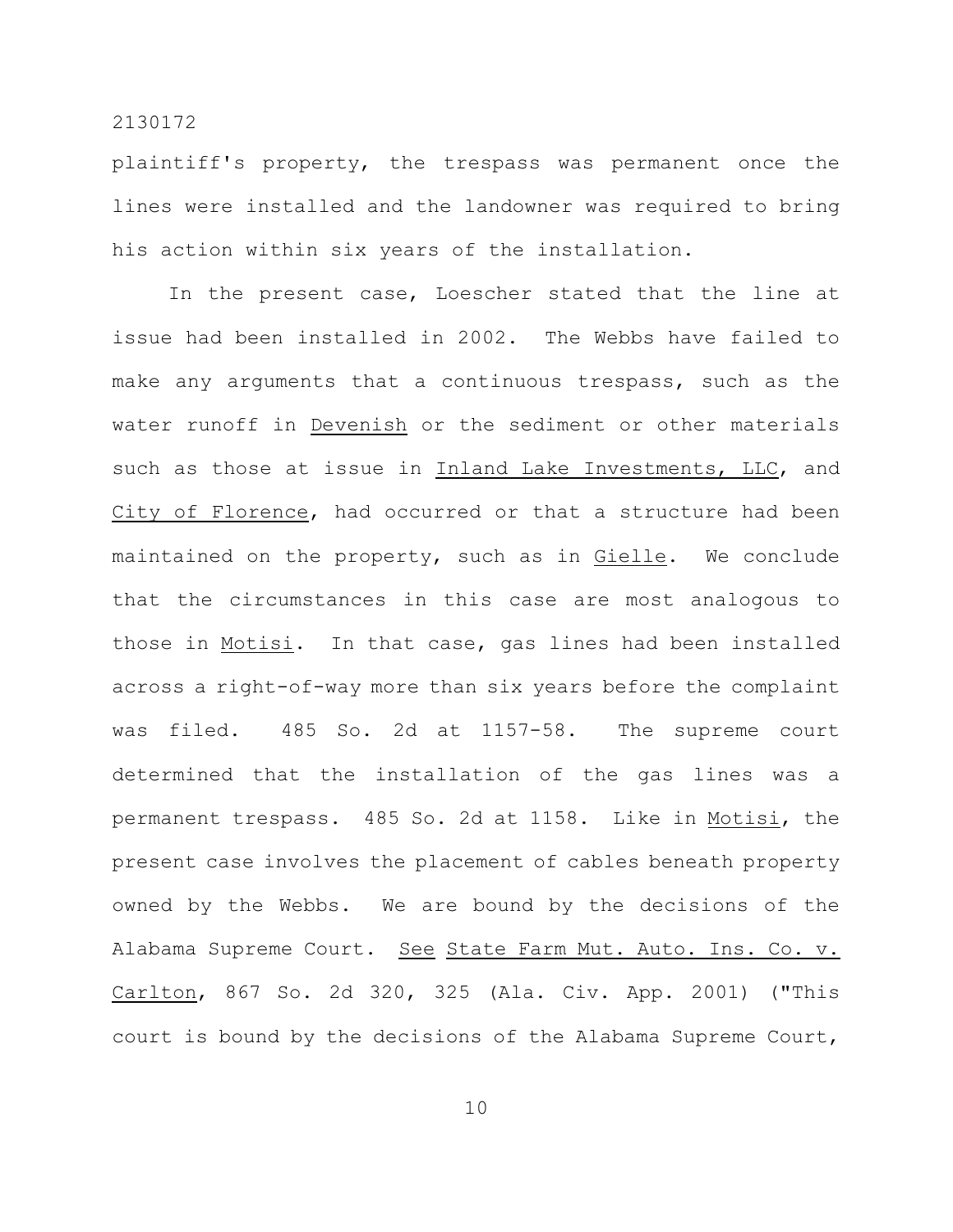plaintiff's property, the trespass was permanent once the lines were installed and the landowner was required to bring his action within six years of the installation.

In the present case, Loescher stated that the line at issue had been installed in 2002. The Webbs have failed to make any arguments that a continuous trespass, such as the water runoff in Devenish or the sediment or other materials such as those at issue in Inland Lake Investments, LLC, and City of Florence, had occurred or that a structure had been maintained on the property, such as in Gielle. We conclude that the circumstances in this case are most analogous to those in Motisi. In that case, gas lines had been installed across a right-of-way more than six years before the complaint was filed. 485 So. 2d at 1157-58. The supreme court determined that the installation of the gas lines was a permanent trespass. 485 So. 2d at 1158. Like in Motisi, the present case involves the placement of cables beneath property owned by the Webbs. We are bound by the decisions of the Alabama Supreme Court. See State Farm Mut. Auto. Ins. Co. v. Carlton, 867 So. 2d 320, 325 (Ala. Civ. App. 2001) ("This court is bound by the decisions of the Alabama Supreme Court,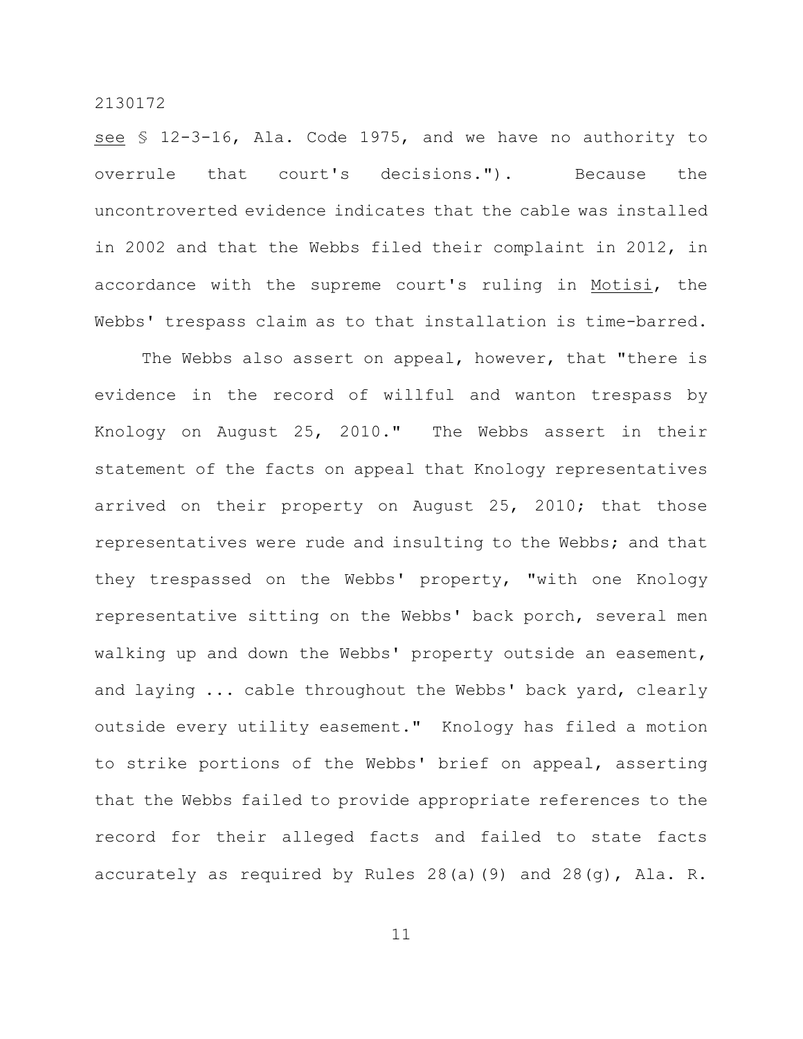see § 12-3-16, Ala. Code 1975, and we have no authority to overrule that court's decisions."). Because the uncontroverted evidence indicates that the cable was installed in 2002 and that the Webbs filed their complaint in 2012, in accordance with the supreme court's ruling in Motisi, the Webbs' trespass claim as to that installation is time-barred.

The Webbs also assert on appeal, however, that "there is evidence in the record of willful and wanton trespass by Knology on August 25, 2010." The Webbs assert in their statement of the facts on appeal that Knology representatives arrived on their property on August 25, 2010; that those representatives were rude and insulting to the Webbs; and that they trespassed on the Webbs' property, "with one Knology representative sitting on the Webbs' back porch, several men walking up and down the Webbs' property outside an easement, and laying ... cable throughout the Webbs' back yard, clearly outside every utility easement." Knology has filed a motion to strike portions of the Webbs' brief on appeal, asserting that the Webbs failed to provide appropriate references to the record for their alleged facts and failed to state facts accurately as required by Rules 28(a)(9) and 28(g), Ala. R.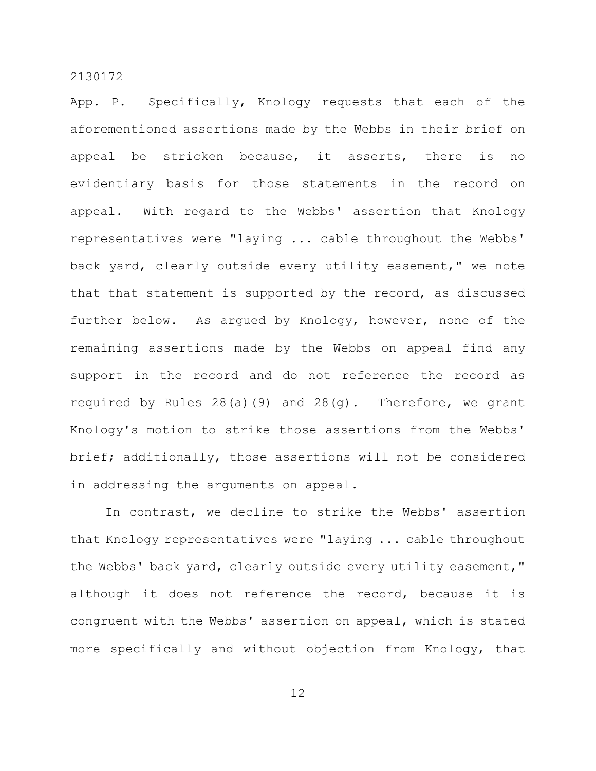App. P. Specifically, Knology requests that each of the aforementioned assertions made by the Webbs in their brief on appeal be stricken because, it asserts, there is no evidentiary basis for those statements in the record on appeal. With regard to the Webbs' assertion that Knology representatives were "laying ... cable throughout the Webbs' back yard, clearly outside every utility easement," we note that that statement is supported by the record, as discussed further below. As argued by Knology, however, none of the remaining assertions made by the Webbs on appeal find any support in the record and do not reference the record as required by Rules 28(a)(9) and 28(g). Therefore, we grant Knology's motion to strike those assertions from the Webbs' brief; additionally, those assertions will not be considered in addressing the arguments on appeal.

In contrast, we decline to strike the Webbs' assertion that Knology representatives were "laying ... cable throughout the Webbs' back yard, clearly outside every utility easement," although it does not reference the record, because it is congruent with the Webbs' assertion on appeal, which is stated more specifically and without objection from Knology, that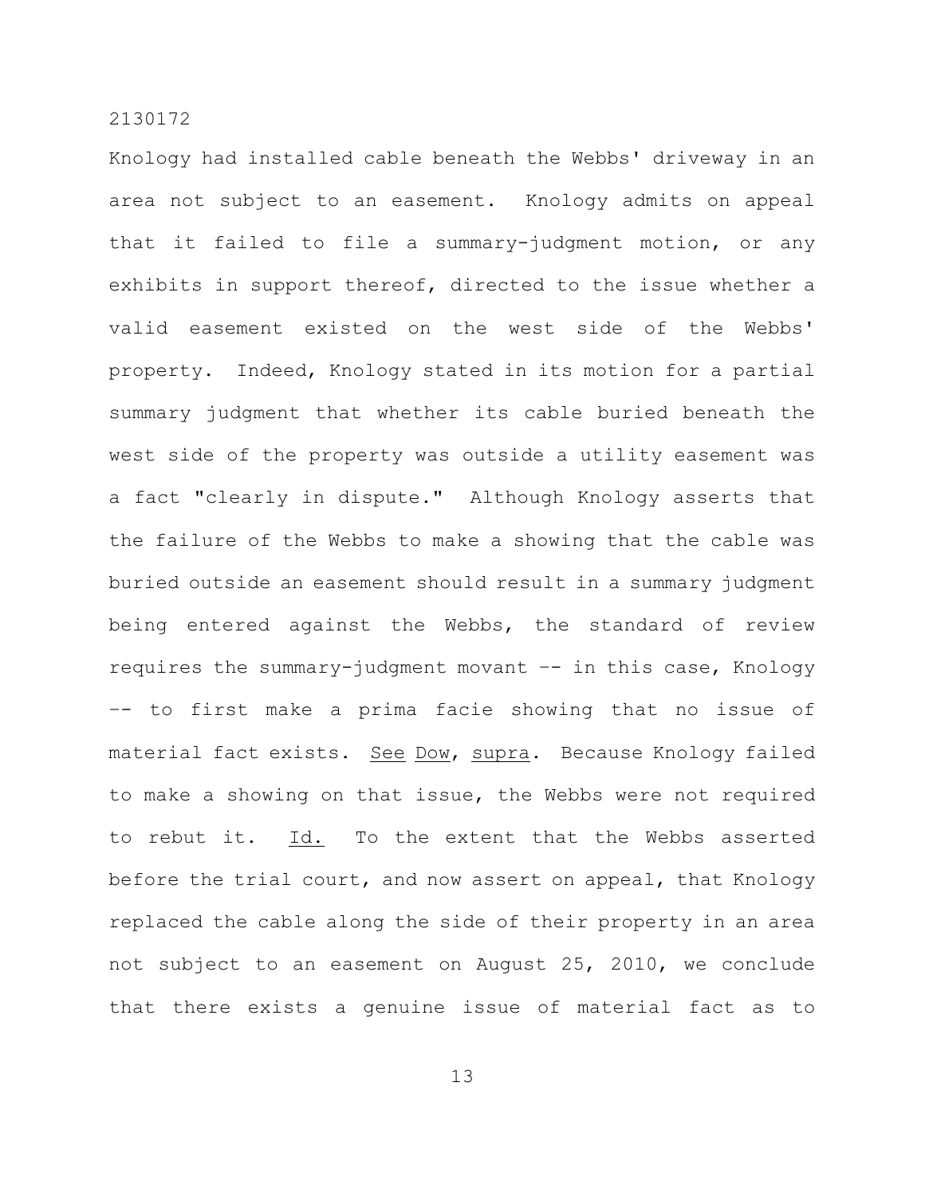Knology had installed cable beneath the Webbs' driveway in an area not subject to an easement. Knology admits on appeal that it failed to file a summary-judgment motion, or any exhibits in support thereof, directed to the issue whether a valid easement existed on the west side of the Webbs' property. Indeed, Knology stated in its motion for a partial summary judgment that whether its cable buried beneath the west side of the property was outside a utility easement was a fact "clearly in dispute." Although Knology asserts that the failure of the Webbs to make a showing that the cable was buried outside an easement should result in a summary judgment being entered against the Webbs, the standard of review requires the summary-judgment movant –- in this case, Knology –- to first make a prima facie showing that no issue of material fact exists. See Dow, supra. Because Knology failed to make a showing on that issue, the Webbs were not required to rebut it. Id. To the extent that the Webbs asserted before the trial court, and now assert on appeal, that Knology replaced the cable along the side of their property in an area not subject to an easement on August 25, 2010, we conclude that there exists a genuine issue of material fact as to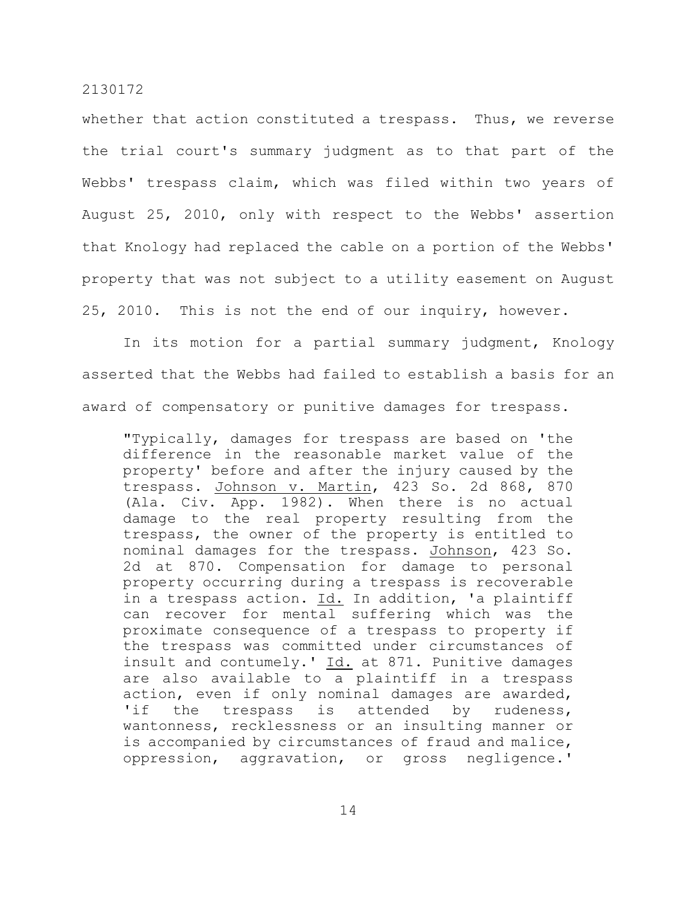whether that action constituted a trespass. Thus, we reverse the trial court's summary judgment as to that part of the Webbs' trespass claim, which was filed within two years of August 25, 2010, only with respect to the Webbs' assertion that Knology had replaced the cable on a portion of the Webbs' property that was not subject to a utility easement on August 25, 2010. This is not the end of our inquiry, however.

In its motion for a partial summary judgment, Knology asserted that the Webbs had failed to establish a basis for an award of compensatory or punitive damages for trespass.

> "Typically, damages for trespass are based on 'the difference in the reasonable market value of the property' before and after the injury caused by the trespass. Johnson v. Martin, 423 So. 2d 868, 870 (Ala. Civ. App. 1982). When there is no actual damage to the real property resulting from the trespass, the owner of the property is entitled to nominal damages for the trespass. Johnson, 423 So. 2d at 870. Compensation for damage to personal property occurring during a trespass is recoverable in a trespass action. Id. In addition, 'a plaintiff can recover for mental suffering which was the proximate consequence of a trespass to property if the trespass was committed under circumstances of insult and contumely.' Id. at 871. Punitive damages are also available to a plaintiff in a trespass action, even if only nominal damages are awarded, 'if the trespass is attended by rudeness, wantonness, recklessness or an insulting manner or is accompanied by circumstances of fraud and malice, oppression, aggravation, or gross negligence.'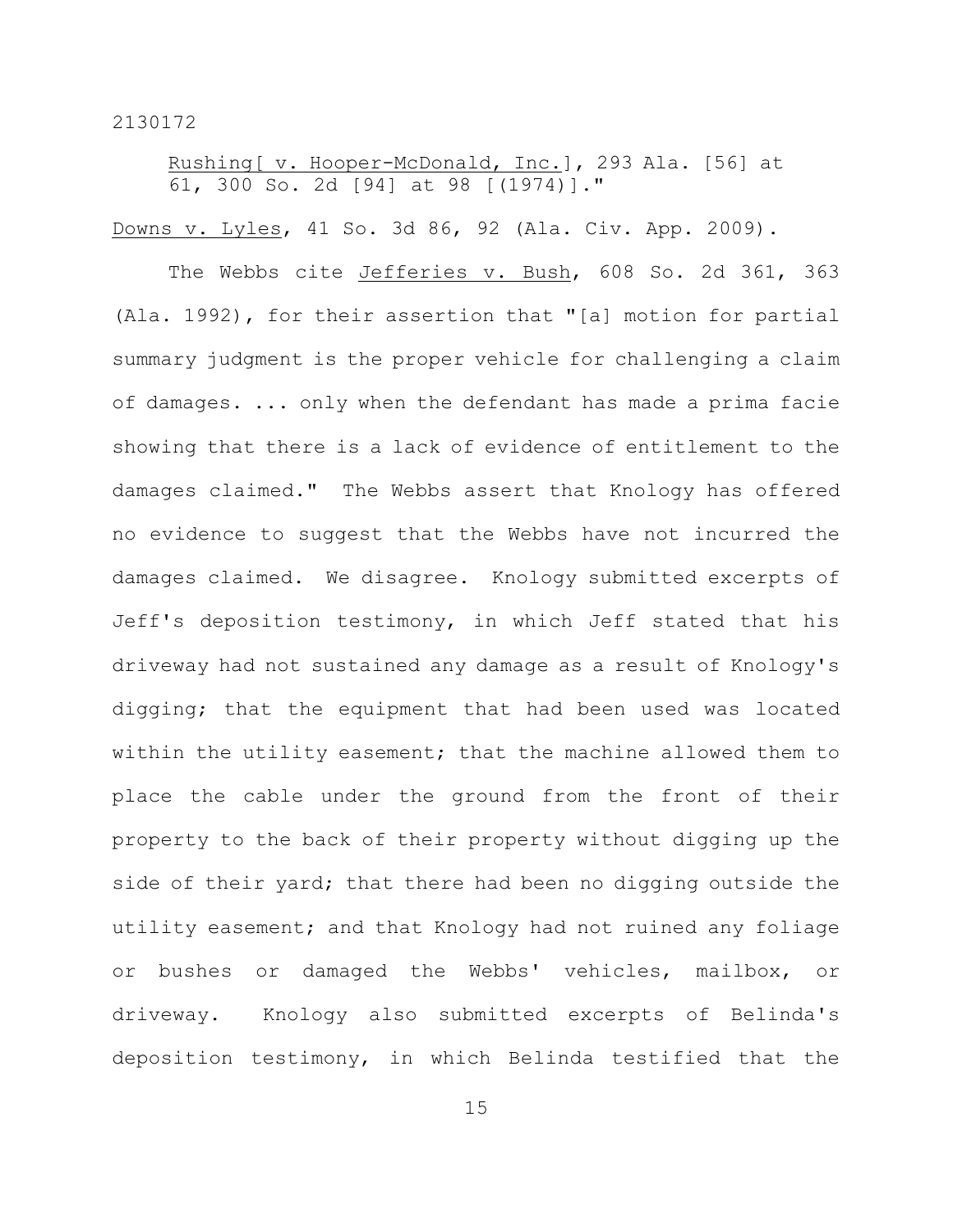Rushing[ v. Hooper-McDonald, Inc.], 293 Ala. [56] at 61, 300 So. 2d [94] at 98 [(1974)]."

Downs v. Lyles, 41 So. 3d 86, 92 (Ala. Civ. App. 2009).

The Webbs cite Jefferies v. Bush, 608 So. 2d 361, 363 (Ala. 1992), for their assertion that "[a] motion for partial summary judgment is the proper vehicle for challenging a claim of damages. ... only when the defendant has made a prima facie showing that there is a lack of evidence of entitlement to the damages claimed." The Webbs assert that Knology has offered no evidence to suggest that the Webbs have not incurred the damages claimed. We disagree. Knology submitted excerpts of Jeff's deposition testimony, in which Jeff stated that his driveway had not sustained any damage as a result of Knology's digging; that the equipment that had been used was located within the utility easement; that the machine allowed them to place the cable under the ground from the front of their property to the back of their property without digging up the side of their yard; that there had been no digging outside the utility easement; and that Knology had not ruined any foliage or bushes or damaged the Webbs' vehicles, mailbox, or driveway. Knology also submitted excerpts of Belinda's deposition testimony, in which Belinda testified that the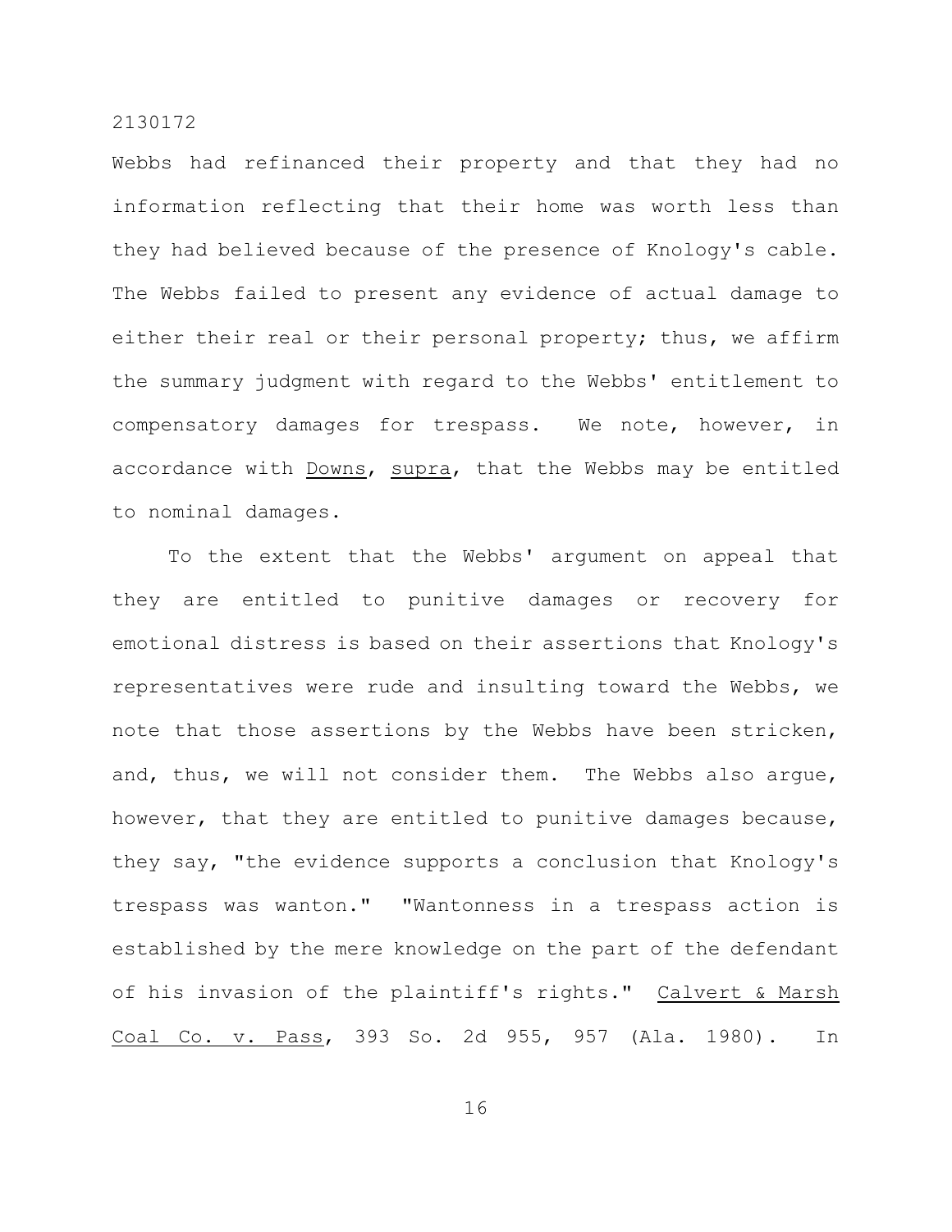Webbs had refinanced their property and that they had no information reflecting that their home was worth less than they had believed because of the presence of Knology's cable. The Webbs failed to present any evidence of actual damage to either their real or their personal property; thus, we affirm the summary judgment with regard to the Webbs' entitlement to compensatory damages for trespass. We note, however, in accordance with Downs, supra, that the Webbs may be entitled to nominal damages.

To the extent that the Webbs' argument on appeal that they are entitled to punitive damages or recovery for emotional distress is based on their assertions that Knology's representatives were rude and insulting toward the Webbs, we note that those assertions by the Webbs have been stricken, and, thus, we will not consider them. The Webbs also argue, however, that they are entitled to punitive damages because, they say, "the evidence supports a conclusion that Knology's trespass was wanton." "Wantonness in a trespass action is established by the mere knowledge on the part of the defendant of his invasion of the plaintiff's rights." Calvert & Marsh Coal Co. v. Pass, 393 So. 2d 955, 957 (Ala. 1980). In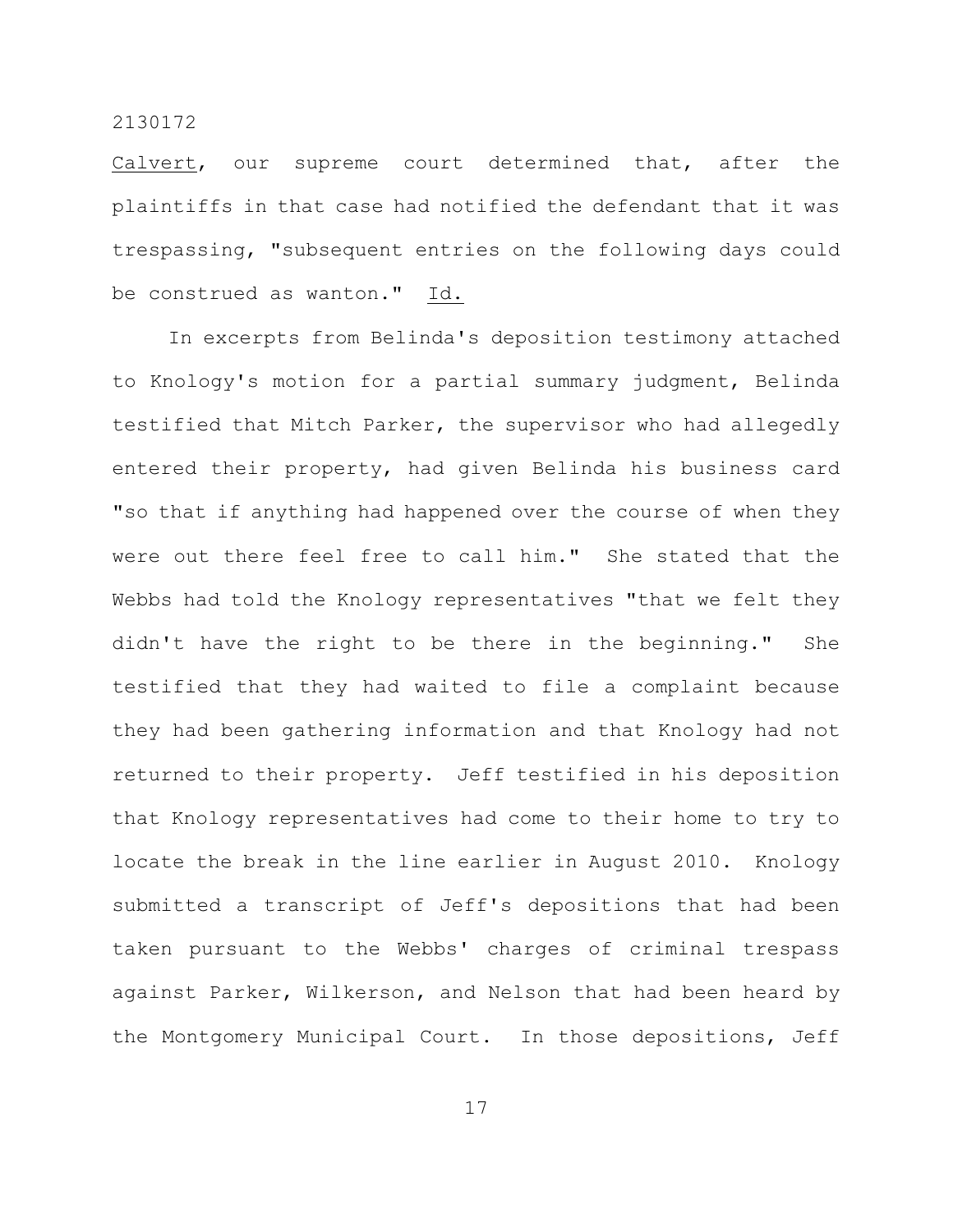Calvert, our supreme court determined that, after the plaintiffs in that case had notified the defendant that it was trespassing, "subsequent entries on the following days could be construed as wanton." Id.

In excerpts from Belinda's deposition testimony attached to Knology's motion for a partial summary judgment, Belinda testified that Mitch Parker, the supervisor who had allegedly entered their property, had given Belinda his business card "so that if anything had happened over the course of when they were out there feel free to call him." She stated that the Webbs had told the Knology representatives "that we felt they didn't have the right to be there in the beginning." She testified that they had waited to file a complaint because they had been gathering information and that Knology had not returned to their property. Jeff testified in his deposition that Knology representatives had come to their home to try to locate the break in the line earlier in August 2010. Knology submitted a transcript of Jeff's depositions that had been taken pursuant to the Webbs' charges of criminal trespass against Parker, Wilkerson, and Nelson that had been heard by the Montgomery Municipal Court. In those depositions, Jeff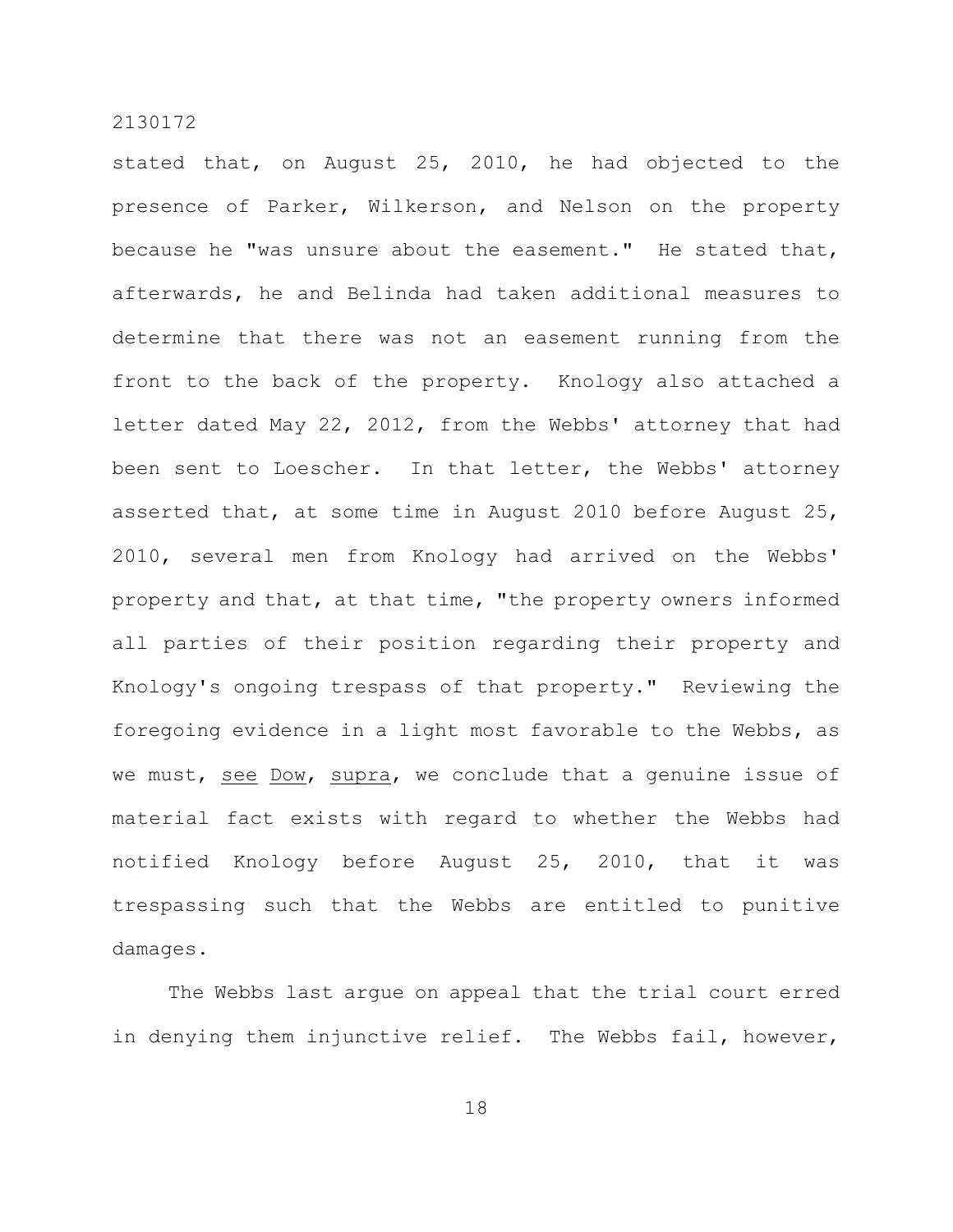stated that, on August 25, 2010, he had objected to the presence of Parker, Wilkerson, and Nelson on the property because he "was unsure about the easement." He stated that, afterwards, he and Belinda had taken additional measures to determine that there was not an easement running from the front to the back of the property. Knology also attached a letter dated May 22, 2012, from the Webbs' attorney that had been sent to Loescher. In that letter, the Webbs' attorney asserted that, at some time in August 2010 before August 25, 2010, several men from Knology had arrived on the Webbs' property and that, at that time, "the property owners informed all parties of their position regarding their property and Knology's ongoing trespass of that property." Reviewing the foregoing evidence in a light most favorable to the Webbs, as we must, see Dow, supra, we conclude that a genuine issue of material fact exists with regard to whether the Webbs had notified Knology before August 25, 2010, that it was trespassing such that the Webbs are entitled to punitive damages.

The Webbs last argue on appeal that the trial court erred in denying them injunctive relief. The Webbs fail, however,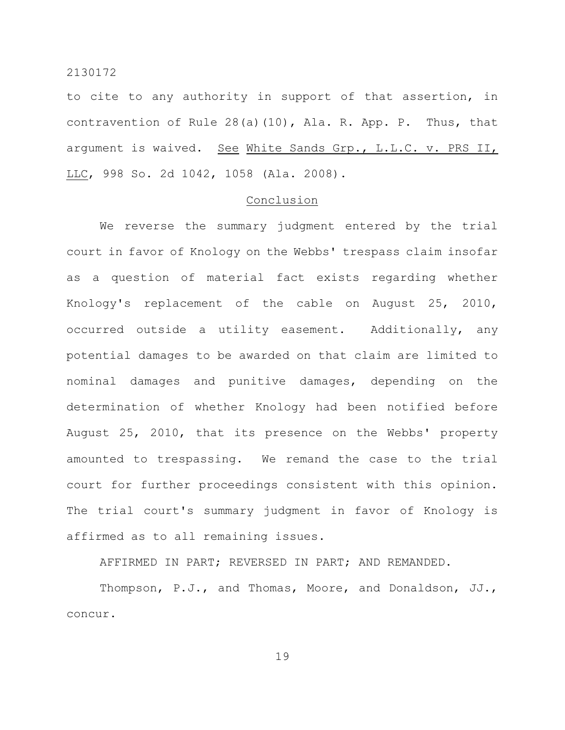to cite to any authority in support of that assertion, in contravention of Rule 28(a)(10), Ala. R. App. P. Thus, that argument is waived. See White Sands Grp., L.L.C. v. PRS II, LLC, 998 So. 2d 1042, 1058 (Ala. 2008).

## Conclusion

We reverse the summary judgment entered by the trial court in favor of Knology on the Webbs' trespass claim insofar as a question of material fact exists regarding whether Knology's replacement of the cable on August 25, 2010, occurred outside a utility easement. Additionally, any potential damages to be awarded on that claim are limited to nominal damages and punitive damages, depending on the determination of whether Knology had been notified before August 25, 2010, that its presence on the Webbs' property amounted to trespassing. We remand the case to the trial court for further proceedings consistent with this opinion. The trial court's summary judgment in favor of Knology is affirmed as to all remaining issues.

AFFIRMED IN PART; REVERSED IN PART; AND REMANDED.

Thompson, P.J., and Thomas, Moore, and Donaldson, JJ., concur.